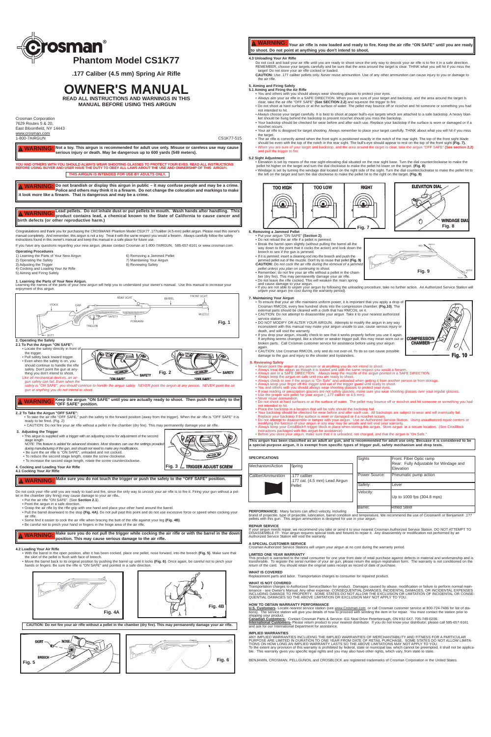# Crosman®

## Phantom Model CS1K77

**.177 Caliber (4.5 mm) Spring Air Rifle**

# OWNER'S MANUAL

**READ ALL INSTRUCTIONS AND WARNINGS IN THIS MANUAL BEFORE USING THIS AIRGUN**

Crosman Corporation
7629 Routes 5 & 20,
East Bloomfield, NY 14443
www.crosman.com
1-800-7AIRGUN

CS1K77-515

**⚠ WARNING: Not a toy. This airgun is recommended for adult use only. Misuse or careless use may cause serious injury or death. May be dangerous up to 600 yards (549 meters).**

**YOU AND OTHERS WITH YOU SHOULD ALWAYS WEAR SHOOTING GLASSES TO PROTECT YOUR EYES. READ ALL INSTRUCTIONS BEFORE USING. BUYER AND USER HAVE THE DUTY TO OBEY ALL LAWS ABOUT THE USE AND OWNERSHIP OF THIS AIRGUN.**

**THIS AIRGUN IS INTENDED FOR USE BY ADULTS ONLY.**

**⚠ WARNING: Do not brandish or display this airgun in public – it may confuse people and may be a crime. Police and others may think it is a firearm. Do not change the coloration and markings to make it look more like a firearm. That is dangerous and may be a crime.**

**⚠ WARNING: Lead pellets. Do not inhale dust or put pellets in mouth. Wash hands after handling. This product contains lead, a chemical known to the State of California to cause cancer and birth defects (or other reproductive harm.)**

Congratulations and thank you for purchasing the CROSMAN® Phantom Model CS1K77 .177caliber (4.5-mm) pellet airgun. Please read this owner's manual completely. And remember, this airgun is not a toy. Treat it with the same respect you would a firearm. Always carefully follow the safety instructions found in this owner's manual and keep this manual in a safe place for future use.

If you have any questions regarding your new airgun, please contact Crosman at 1-800-7AIRGUN, 585-657-6161 or www.crosman.com.

**Operating Procedures**

1) Learning the Parts of Your New Airgun
2) Operating the Safety
3) Adjusting the Trigger
4) Cocking and Loading Your Air Rifle
5) Aiming and Firing Safely
6) Removing a Jammed Pellet
7) Maintaining Your Airgun
8) Reviewing Safety

### 1. Learning the Parts of Your New Airgun.

Learning the names of the parts of your new airgun will help you to understand your owner's manual. Use this manual to increase your enjoyment of this airgun.

REAR SIGHT, BARREL, FRONT SIGHT, STOCK, GRIP, MUZZLE, SAFETY, FOREARM, TRIGGER, BUTT

Fig. 1

### 2. Operating the Safety

**2.1 To Put the Airgun "ON SAFE":**

- Locate the safety directly in front of the trigger.
- Pull safety back toward trigger.
- Even when the safety is on, you should continue to handle the rifle safely. Don't point the gun at anything you don't intend to shoot.

*Like all mechanical devices, an airgun safety can fail. Even when the safety is "ON SAFE", you should continue to handle the airgun safely. NEVER point the air gun at anything you do not intend to shoot.*

"ON SAFE" SAFETY — "OFF SAFE" SAFETY

Fig. 2

**⚠ WARNING: Keep the airgun "ON SAFE" until you are actually ready to shoot. Then push the safety to the "OFF SAFE" position.**

**2..2 To Take the Airgun "OFF SAFE":**

- To take the air rifle "OFF SAFE," push the safety to the forward position (away from the trigger). When the air rifle is "OFF SAFE" it is ready to be fired. (Fig. 2)
- CAUTION: Do not fire your air rifle without a pellet in the chamber (dry fire). This may permanently damage your air rifle.

### 3. Adjusting the Trigger

- This airgun is supplied with a trigger with an adjusting screw for adjustment of the second stage length

*NOTE: This feature is added for advanced shooters. Most shooters can use the settings provided during manufacturing of the gun, and should not need to make any modifications.*

- Be sure the air rifle is "ON SAFE", unloaded and not cocked.
- To reduce the second stage length, rotate the screw clockwise.
- To increase the second stage length, rotate the screw counterclockwise.

Fig. 3 TRIGGER ADJUST SCREW

### 4. Cocking and Loading Your Air Rifle

**4.1 Cocking Your Air Rifle**

**⚠ WARNING: Make sure you do not touch the trigger or push the safety to the "OFF SAFE" position.**

Do not cock your rifle until you are ready to load and fire, since the only way to uncock your air rifle is to fire it. Firing your gun without a pellet in the chamber (dry firing) may cause damage to your air rifle**.**

- Put the air rifle "ON SAFE". (See **Section 2.1**).
- Point the airgun in a safe direction.
- Grasp the air rifle by the rifle grip with one hand and place your other hand around the barrel.
- Pull the barrel downward to the stop **(Fig. 4A)**. Do not pull past this point and do not use excessive force or speed when cocking your air rifle.
- Some find it easier to cock the air rifle when bracing the butt of the rifle against your leg **(Fig. 4B)**.
- Be careful not to pinch your hand or fingers in the hinge area of the air rifle.

**⚠ WARNING: Make sure you do not pull the trigger while cocking the air rifle or with the barrel in the down position. This may cause serious damage to the air rifle.**

**4.2 Loading Your Air Rifle**

- With the barrel in the open position, after it has been cocked, place one pellet, nose forward, into the breech **(Fig. 5)**. Make sure that the skirt of the pellet is flush with face of breech.
- Move the barrel back to its original position by pushing the barrel up until it locks **(Fig. 6)**. Once again, be careful not to pinch your hands or fingers. Be sure the rifle is "ON SAFE" and pointed in a safe direction.

Fig. 4A

Fig. 4B

**CAUTION: Do not fire your air rifle without a pellet in the chamber (dry fire). This may permanently damage your air rifle.**

SKIRT, NOSE, BREECH

Fig. 5

Fig. 6

**⚠ WARNING: Your air rifle is now loaded and ready to fire. Keep the air rifle "ON SAFE" until you are ready to shoot. Do not point at anything you don't intend to shoot.**

**4.3 Unloading Your Air Rifle**

Do not cock and load your air rifle until you are ready to shoot since the only way to decock your air rifle is to fire it in a safe direction. REMEMBER, choose your targets carefully and be sure that the area around the target is clear. THINK what you will hit if you miss the target! Do not store your air rifle cocked or loaded.

**CAUTION:** Use .177 caliber pellets only. Never reuse ammunition. Use of any other ammunition can cause injury to you or damage to the air rifle.

### 5. Aiming and Firing Safely

**5.1 Aiming and Firing the Air Rifle**

- You and others with you should always wear shooting glasses to protect your eyes.
- Always aim your air rifle in a SAFE DIRECTION. When you are sure of your target and backstop, and the area around the target is clear, take the air rifle "OFF SAFE" **(See SECTION 2.2)** and squeeze the trigger to fire.
- Do not shoot at hard surfaces or at the surface of water. The pellet may bounce off or ricochet and hit someone or something you had not intended to hit.
- Always choose your target carefully. It is best to shoot at paper bull's-eye targets which are attached to a safe backstop. A heavy blanket should be hung behind the backstop to prevent ricochet should you miss the backstop.
- Your backstop should be checked for wear before and after each use. Replace your backstop if the surface is worn or damaged or if a ricochet occurs.
- Your air rifle is designed for target shooting. Always remember to place your target carefully. THINK about what you will hit if you miss the target.
- The air rifle is correctly aimed when the front sight is positioned exactly in the notch of the rear sight. The top of the front sight blade should be even with the top of the notch in the rear sight. The bull's-eye should appear to rest on the top of the front sight **(Fig. 7).**
- When you are sure of your target and backstop, and the area around the target is clear, take the airgun "OFF SAFE" **(See section 2.2)** and pull the trigger to fire.

**5.2 Sight Adjustment**

- Elevation is set by means of the rear sight-elevating dial situated on the rear sight base. Turn the dial counterclockwise to raise the pellet hit higher on the target and turn the dial clockwise to make the pellet hit lower on the target. **(Fig. 8)**
- Windage is set by turning the windage dial located on the right side of the sight. Turn the dial counterclockwise to make the pellet hit to the left on the target and turn the dial clockwise to make the pellet hit to the right on the target. **(Fig. 8)**

TOO HIGH — TOO LOW — RIGHT

Fig. 7

ELEVATION DIAL — WINDAGE DIAL

Fig. 8

### 6. Removing a Jammed Pellet

- Put your airgun "ON SAFE" **(Section 2)**.
- Do not reload the air rifle if a pellet is jammed.
- Break the barrel open slightly (without pulling the barrel all the way down to the point that it cocks the action) and look down the breech to see if the pellet is jammed.
- If it is jammed, insert a cleaning rod into the breech and push the jammed pellet out of the muzzle. Don't try to reuse that pellet **(Fig. 9)**

*CAUTION: Do not cock the air rifle during the removal of a jammed pellet unless you plan on continuing to shoot.*

- Remember; do not fire your air rifle without a pellet in the chamber (dry fire). This may permanently damage your air rifle.
- Do not leave the rifle cocked. This will weaken the main spring and cause damage to your airgun.
- If you are not able to unjam your airgun by following the unloading procedure, take no further action. An Authorized Service Station will unjam your airgun (no cost during the warranty period).

Fig. 9

### 7. Maintaining Your Airgun

- To ensure that your air rifle maintains uniform power, it is important that you apply a drop of Crosman RMCOIL every few hundred shots into the compression chamber. **(Fig.10)**. The external parts should be cleaned with a cloth that has RMCOIL on it.
- CAUTION: Do not attempt to disassemble your airgun. Take it to your nearest authorized service station.
- DO NOT MODIFY OR ALTER YOUR AIRGUN. Attempts to modify the airgun in any way inconsistent with this manual may make your airgun unsafe to use, cause serious injury or death, and will void the warranty.
- If you drop your airgun, visually check to see that it works properly before you use it again. If anything seems changed, like a shorter or weaker trigger pull, this may mean worn out or broken parts. Call Crosman customer service for assistance before using your airgun again.
- CAUTION: Use Crosman RMCOIL only and do not over-oil. To do so can cause possible damage to the gun and injury to the shooter and bystanders.

COMPRESSION CHAMBER

Fig. 10

### 8. Reviewing Safety

- Never point the airgun at any person or at anything you do not intend to shoot.
- Always treat the airgun as though it is loaded and with the same respect you would a firearm.
- Always aim in a SAFE DIRECTION. Always keep the muzzle of the airgun pointed in a SAFE DIRECTION.
- Always keep the airgun on safe until you are ready to shoot.
- Always check to see if the airgun is "On Safe" and unloaded when getting it from another person or from storage.
- Always keep your finger off the trigger and out of the trigger guard until ready to shoot.
- You and others with you should always wear shooting glasses to protect your eyes.
- If your reading or prescription glasses are not safety glasses, make sure you wear shooting glasses over your regular glasses.
- Use the proper size pellet for your airgun ( .177 caliber or 4.5 mm).
- Never reuse ammunition.
- Do not shoot at hard surfaces or at the surface of water. The pellet may bounce off or ricochet and hit someone or something you had not intended to hit.
- Place the backstop in a location that will be safe should the backstop fail.
- Your backstop should be checked for wear before and after each use. All backstops are subject to wear and will eventually fail. Replace your backstop if the surface is worn or damaged or if a ricochet occurs.
- Do not attempt to disassemble or tamper with your airgun. Use an Authorized Service Station. Using unauthorized repair centers or modifying the function of your airgun in any way may be unsafe and will void your warranty.
- Always keep your CrosBlock® trigger block in place when storing this airgun. Store airgun in a secure location. (See CrosBlock instructions packaged with this airgun for assistance)
- Before you store your airgun, make sure that it is unloaded, not charged, and that the airgun is "On Safe."

**This airgun has been classified as an adult air gun, and is recommended for adult use only. Becuase it is considered to be a special-purpose airgun, it is exempt from specific types of trigger pull, safety mechanism and drop tests.**

**SPECIFICATIONS**

| Mechanism/Action | Spring |
|---|---|
| Caliber/Ammunition | .177 caliber .177 cal. (4.5 mm) Lead Airgun Pellet |

| Sights | Front: Fiber Optic ramp Rear: Fully Adjustable for Windage and Elevation |
|---|---|
| Power Source: | Pneumatic pump action |
| Safety: | Lever |
| Velocity: | Up to 1000 fps (304.8 mps) |
| Barrel: | Rifled Steel |

**PERFORMANCE:** Many factors can affect velocity, including brand of projectile, type of projectile, lubrication, barrel condition and temperature. We recommend the use of Crosman® or Benjamin® .177 pellets with this gun. This airgun ammunition is designed for use in your airgun.

**REPAIR SERVICE**

If your airgun needs repair, we recommend you take or send it to your nearest Crosman Authorized Service Station. DO NOT ATTEMPT TO DISASSEMBLE IT! Your airgun requires special tools and fixtures to repair it. Any disassembly or modification not performed by an Authorized Service Station will void the warranty.

**A SPECIAL CUSTOMER SERVICE**

Crosman Authorized Service Stations will unjam your airgun at no cost during the warranty period.

**LIMITED ONE YEAR WARRANTY**

This product is warranted to the retail consumer for one year from date of retail purchase against defects in material and workmanship and is transferable. To register the serial number of your air gun, please return the airgun registration form. The warranty is not conditioned on the return of the card. You should retain the original sales receipt as record of date of purchase.

**WHAT IS COVERED**

Replacement parts and labor. Transportation charges to consumer for repaired product.

**WHAT IS NOT COVERED**

Transportation charges to Authorized ServiceStation for product. Damages caused by abuse, modification or failure to perform normal maintenance - see Owner's Manual. Any other expense. CONSEQUENTIAL DAMAGES, INCIDENTAL DAMAGES, OR INCIDENTAL EXPENSES INCLUDING DAMAGE TO PROPERTY. SOME STATES DO NOT ALLOW THE EXCLUSION OR LIMITATION OF INCIDENTAL OR CONSEQUENTIAL DAMAGES SO THE ABOVE LIMITATION OR EXCLUSION MAY NOT APPLY TO YOU.

**HOW TO OBTAIN WARRANTY PERFORMANCE**

U.S. Customers- Locate nearest service station (see www.Crosman.com or call Crosman customer service at 800-724-7486 for list of stations). The service station will give you details of how to proceed with sending the item in for repair. You must contact the station prior to shipping your product.

Canadian Customers- Contact Crosman Parts & Service- 611 Neal Drive Peterborough, ON K9J 6X7, 705-749-0206.

International Customers- Please return your product to your nearest distributor. If you do not know your distributor, please call 585-657-6161 and ask for our International Department for assistance.

**IMPLIED WARRANTIES**

ANY IMPLIED WARRANTIES INCLUDING THE IMPLIED WARRANTIES OF MERCHANTABILITY AND FITNESS FOR A PARTICULAR PURPOSE ARE LIMITED IN DURATION TO ONE YEAR FROM DATE OF RETAIL PURCHASE. SOME STATES DO NOT ALLOW LIMITATIONS ON HOW LONG AN IMPLIED WARRANTY LASTS SO THE ABOVE LIMITATIONS MAY NOT APPLY TO YOU.
To the extent any provision of this warranty is prohibited by federal, state or municipal law, which cannot be preempted, it shall not be applicable. This warranty gives you specific legal rights and you may also have other rights, which vary, from state to state.

BENJAMIN, CROSMAN, PELLGUNOIL and CROSBLOCK are registered trademarks of Crosman Corporation in the United States.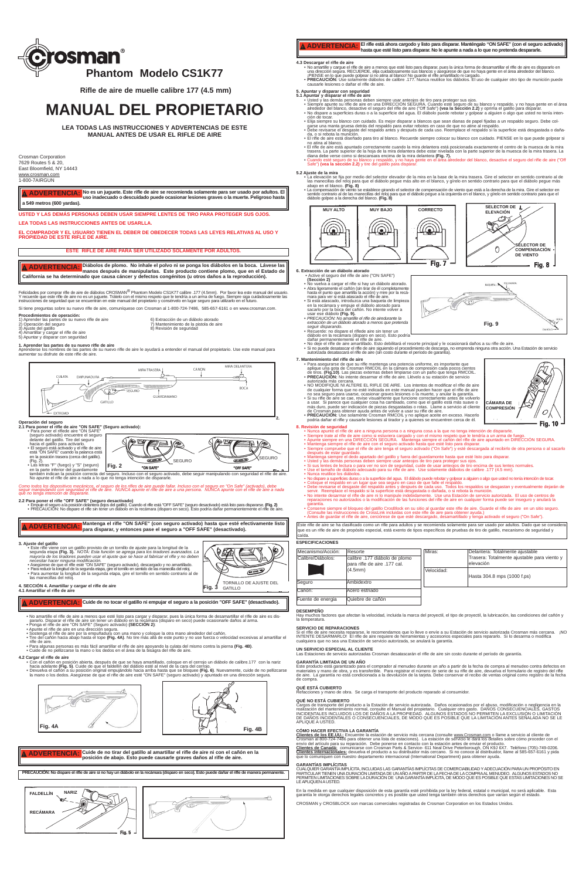# Crosman

## Phantom Modelo CS1K77

**Rifle de aire de muelle calibre 177 (4.5 mm)**

# MANUAL DEL PROPIETARIO

**LEA TODAS LAS INSTRUCCIONES Y ADVERTENCIAS DE ESTE MANUAL ANTES DE USAR EL RIFLE DE AIRE**

Crosman Corporation
7629 Routes 5 & 20,
East Bloomfield, NY 14443
www.crosman.com
1-800-7AIRGUN

**⚠ ADVERTENCIA: No es un juguete. Este rifle de aire se recomienda solamente para ser usado por adultos. El uso inadecuado o descuidado puede ocasionar lesiones graves o la muerte. Peligroso hasta a 549 metros (600 yardas).**

**USTED Y LAS DEMÁS PERSONAS DEBEN USAR SIEMPRE LENTES DE TIRO PARA PROTEGER SUS OJOS.**

**LEA TODAS LAS INSTRUCCIONES ANTES DE USARLLA.**

**EL COMPRADOR Y EL USUARIO TIENEN EL DEBER DE OBEDECER TODAS LAS LEYES RELATIVAS AL USO Y PROPIEDAD DE ESTE RIFLE DE AIRE.**

**ESTE RIFLE DE AIRE PARA SER UTILIZADO SOLAMENTE POR ADULTOS.**

**⚠ ADVERTENCIA: Diábolos de plomo. No inhale el polvo ni se ponga los diábolos en la boca. Lávese las manos después de manipularlas. Este producto contiene plomo, que en el Estado de California se ha determinado que causa cáncer y defectos congénitos (u otros daños a la reproducción).**

Felicidades por comprar rifle de aire de diábolos CROSMAN® Phantom Modelo CS1K77 calibre .177 (4.5mm). Por favor lea este manual del usuario. Y recuerde que este rifle de aire no es un juguete. Trátelo con el mismo respeto que le tendría a un arma de fuego. Siempre siga cuidadosamente las instrucciones de seguridad que se encuentran en este manual del propietario y consérvelo en lugar seguro para utilizarlo en el futuro.

Si tiene preguntas sobre su nuevo rifle de aire, comuníquese con Crosman al 1-800-724-7486, 585-657-6161 o en www.crosman.com.

**Procedimientos de operación:**
1) Aprender las partes de su nuevo rifle de aire
2) Operación del seguro
3) Ajuste del gatillo
4) Amartillar y cargar el rifle de aire
5) Apuntar y disparar con seguridad
6) Extracción de un diábolo atorado
7) Mantenimiento de la pistola de aire
8) Revisión de seguridad

**1. Aprender las partes de su nuevo rifle de aire**
Aprenderse los nombres de las partes de su nuevo rifle de aire le ayudará a entender el manual del propietario. Use este manual para aumentar su disfrute de este rifle de aire.

MIRA TRASERA
CAÑON
MIRA DELANTERA
CULATA
EMPUÑADURA
SEGURO
BOCA
GUARDAMANO
GATILLO
EXTREMO
Fig. 1

**Operación del seguro**
**2.1 Para poner el rifle de aire "ON SAFE" (Seguro activado):**
- Para poner el rifle de aire "ON SAFE" (seguro activado) encuentre el seguro delante del gatillo. Tire del seguro hacia el gatillo para activarlo.
- El seguro está activado y el rifle de aire está "ON SAFE" cuando la palanca está en la posición trasera (cerca del gatillo). (Fig. 2).
- Las letras "F" (fuego) y "S" (seguro) en la parte inferior del guardamonte también indican la posición correcta del seguro. Incluso con el seguro activado, debe seguir manipulando con seguridad el rifle de aire. No apunte el rifle de aire a nada a lo que no tenga intención de disparar.

SEGURO
SEGURO
"ON SAFE"
"OFF SAFE"
Fig. 2

*Como todos los dispositivos mecánicos, el seguro de los rifles de aire puede fallar. Incluso con el seguro en "On Safe" (activado), debe seguir manipulando con seguridad el rifle de aire. NUNCA apunte el rifle de aire a una persona. NUNCA apunte el rifle de aire a nada que no tenga intención de dispararle.*

**2.2 Para poner el rifle "OFF SAFE" (seguro desactivado)**
- Empuje el seguro a la posición delantera (lejos del gatillo). Cuando el rifle está "OFF SAFE" (seguro desactivado) está listo para dispararse. **(Fig. 2)**
- PRECAUCIÓN: No dispare el rifle sin tener un diábolo en la recámara (disparo en seco). Esto podría dañar permanentemente el rifle de aire.

**⚠ ADVERTENCIA: Mantenga el rifle "ON SAFE" (con seguro activado) hasta que esté efectivamente listo para disparar, y entonces pase el seguro a "OFF SAFE" (desactivado).**

**3. Ajuste del gatillo**
- Este rifle viene con un gatillo provisto de un tornillo de ajuste para la longitud de la segunda etapa **(Fig. 3)**. *NOTA: Esta función se agrega para los tiradores avanzados. La mayoría de los tiradores pueden usar el ajuste que se hace al fabricar el rifle y no deben necesitar hacer ninguna modificación.*
- Asegúrese de que el rifle esté "ON SAFE" (seguro activado), descargado y no amartillado.
- Para reducir la longitud de la segunda etapa, gire el tornillo en sentido de las manecillas del reloj.
- Para aumentar la longitud de la segunda etapa, gire el tornillo en sentido contrario al de las manecillas del reloj.

TORNILLO DE AJUSTE DEL GATILLO
Fig. 3

**4. SECCIÓN 4. Amartillar y cargar el rifle de aire**
**4.1 Amartillar el rifle de aire**

**⚠ ADVERTENCIA: Cuide de no tocar el gatillo ni empujar el seguro a la posición "OFF SAFE" (desactivado).**

- No amartille el rifle de aire a menos que esté listo para cargar y disparar, pues la única forma de desamartillar el rifle de aire es dispararlo. Disparar el rifle de aire sin tener un diábolo en la recámara (disparo en seco) puede ocasionarle daños al arma.
- Ponga el rifle de aire "ON SAFE" (Seguro activado) **(SECCIÓN 2)**.
- Apunte el rifle de aire en una dirección segura.
- Sostenga el rifle de aire por la empuñadura con una mano y coloque la otra mano alrededor del cañón.
- Tire del cañón hacia abajo hasta el tope **(Fig. 4A)**. No tire más allá de este punto y no use fuerza o velocidad excesivas al amartillar el rifle de aire.
- Para algunas personas es más fácil amartillar el rifle de aire apoyando la culata del mismo contra la pierna **(Fig. 4B)**.
- Cuide de no pellizcarse la mano o los dedos en el área de la bisagra del rifle de aire.

**4.2 Cargar el rifle de aire**
- Con el cañón en posición abierta, después de que se haya amartillado, coloque en el cerrojo un diábolo de calibre.177 con la nariz hacia adelante **(Fig. 5)**. Cuide de que el faldellín del diábolo esté al nivel de la cara del cerrojo.
- Devuelva el cañón a su posición original empujándolo hacia arriba hasta que se bloquee **(Fig. 6)**. Nuevamente, cuide de no pellizcarse la mano o los dedos. Asegúrese de que el rifle de aire esté "ON SAFE" (seguro activado) y apuntado en una dirección segura.

Fig. 4A
Fig. 4B

**⚠ ADVERTENCIA: Cuide de no tirar del gatillo al amartillar el rifle de aire ni con el cañón en la posición de abajo. Esto puede causarle graves daños al rifle de aire.**

**PRECAUCIÓN: No dispare el rifle de aire si no hay un diábolo en la recámara (disparo en seco). Esto puede dañar el rifle de manera permanente.**

FALDELLÍN
NARIZ
RECÁMARA
Fig. 5

**⚠ ADVERTENCIA: El rifle está ahora cargado y listo para disparar. Manténgalo "ON SAFE" (con el seguro activado) hasta que esté listo para disparar. No le apunte a nada a lo que no pretenda dispararle.**

**4.3 Descargar el rifle de aire**
- No amartille y cargue el rifle de aire a menos que esté listo para disparar, pues la única forma de desamartillar el rifle de aire es disparario en una dirección segura. RECUERDE, elija cuidadosamente sus blancos y asegúrese de que no haya gente en el área alrededor del blanco. ¡PIENSE en lo que puede golpear si no atina al blanco! No guarde el rifle amartillado ni cargado.
- **PRECAUCIÓN:** Use solamente diábolos de calibre .177. Nunca reutilice los diábolos. El uso de cualquier otro tipo de munición puede causarle lesiones o dañar el rifle de aire.

**5. Apuntar y disparar con seguridad**
**5.1 Apuntar y disparar el rifle de aire**
- Usted y las demás personas deben siempre usar anteojos de tiro para proteger sus ojos.
- Siempre apunte su rifle de aire en una DIRECCIÓN SEGURA. Cuando esté seguro de su blanco y respaldo, y no haya gente en el área alrededor del blanco, desactive el seguro del rifle de aire ("Off Safe") **(vea la Sección 2.2)** y oprima el gatillo para disparar.
- No dispare a superficies duras o a la superficie del agua. El diábolo puede rebotar y golpear a alguien o algo que usted no tenía intención de tocar.
- Elija siempre su blanco con cuidado. Es mejor disparar a blancos que sean dianas de papel fijadas a un respaldo seguro. Debe colgarse una manta gruesa detrás del respaldo para evitar rebotes en caso de que no atine al respaldo.
- Debe revisarse el desgaste del respaldo antes y después de cada uso. Reemplace el respaldo si la superficie está desgastada o dañada, o si rebota la munición.
- El rifle de aire está diseñado para tiro al blanco. Recuerde siempre colocar su blanco con cuidado. PIENSE en lo que puede golpear si no atina al blanco.
- El rifle de aire está apuntado correctamente cuando la mira delantera está posicionada exactamente el centro de la muesca de la mira trasera. La parte superior de la hoja de la mira delantera debe estar nivelada con la parte superior de la muesca de la mira trasera. La diana debe verse como si descansara encima de la mira delantera **(Fig. 7)**.
- Cuando esté seguro de su blanco y respaldo, y no haya gente en el área alrededor del blanco, desactive el seguro del rifle de aire ("Off Safe") **(vea la sección 2.2)** y tire del gatillo para disparar.

**5.2 Ajuste de la mira**
- La elevación se fija por medio del selector elevador de la mira en la base de la mira trasera. Gire el selector en sentido contrario al de las manecillas del reloj para que el diábolo pegue más alto en el blanco, y gírelo en sentido opuesto para que pegue más abajo en el blanco. **(Fig. 8)**
- La compensación de viento se establece girando el selector de compensación de viento que está a la derecha de la mira. Gire el selector en sentido contrario al de las manecillas del reloj para que el diábolo pegue a la izquierda en el blanco, y gírelo en sentido opuesto para que el diábolo golpee a la derecha del blanco. **(Fig. 8)**

MUY ALTO
MUY BAJO
CORRECTO
Fig. 7

SELECTOR DE ELEVACIÓN
SELECTOR DE COMPENSACIÓN DE VIENTO
Fig. 8

**6. Extracción de un diábolo atorado**
- Active el seguro del rifle de aire ("ON SAFE") **(Sección 2)**
- No vuelva a cargar el rifle si hay un diábolo atorado.
- Abra ligeramente el cañón (sin tirar de él completamente hasta el punto que amartilla la acción) y mire por la recámara para ver si está atascado el rifle de aire.
- Si está atascado, introduzca una baqueta de limpieza en la recámara y empuje el diábolo atorado para sacarlo por la boca del cañón. No intente volver a usar ese diábolo **(Fig. 9)**.
- *PRECAUCIÓN: No amartille el rifle de airedurante la extracción de un diábolo atorado a menos que pretenda seguir disparando.*
- Recuerde: no dispare el rifledel aire sin tener un diábolo en la recámara (disparo en seco). Esto podría dañar permanentemente el rifle de aire.
- No deje el rifle de aire amartillado. Esto debilitará el resorte principal y le ocasionará daños a su rifle de aire.
- Si no puede desatascar el rifle de aire siguiendo el procedimiento de descarga, no emprenda ninguna otra acción. Una Estación de servicio autorizada desatascará el rifle de aire (sin costo durante el período de garantía).

BAQUETA
RECÁMARA
BOCA
DIÁBOLO
Fig. 9

**7. Mantenimiento del rifle de aire**
- Para asegurarse de que su rifle mantenga una potencia uniforme, es importante que aplique una gota de Crosman RMCOIL en la cámara de compresión cada pocos cientos de tiros. **(Fig.10)**. Las piezas externas deben limpiarse con un paño que tenga RMCOIL.
- **PRECAUCIÓN:** No intente desarmar el rifle de aire. Llévelo a su estación de servicio autorizada más cercana.
- NO MODIFIQUE NI ALTERE EL RIFLE DE AIRE. Los intentos de modificar el rifle de aire de cualquier forma que no esté indicada en este manual pueden hacer que el rifle de aire no sea seguro para usarse, ocasionar graves lesiones o la muerte, y anular la garantía.
- Si su rifle de aire se cae, revise visualmente que funcione correctamente antes de volverlo a usar. Si parece que cualquier cosa ha cambiado, como que el gatillo está más suave o más duro, puede ser indicación de piezas desgastadas o rotas. Llame a servicio al cliente de Crosman para obtener ayuda antes de volver a usar su rifle de aire.
- **PRECAUCIÓN:** Use solamente Crosman RMCOIL y no aplique aceite en exceso. Hacerlo podría dañar el rifle y causarle lesiones al tirador y a quienes se encuentren cerca de él.

CÁMARA DE COMPRESIÓN
Fig. 10

**8. Revisión de seguridad**
- Nunca apunte el rifle de aire a ninguna persona o a ninguna cosa a la que no tenga intención de dispararle.
- Siempre trate al rifle de aire como si estuviera cargado y con el mismo respeto que le tendría a un arma de fuego.
- Apunte siempre en una DIRECCIÓN SEGURA. Mantenga siempre el cañón del rifle de aire apuntado en DIRECCIÓN SEGURA.
- Mantenga siempre el rifle de aire con el seguro activado hasta que esté listo para disparar.
- Siempre compruebe que el rifle de aire tenga el seguro activado ("On Safe") y esté descargada al recibirlo de otra persona o al sacarlo después de estar guardado.
- Mantenga siempre el dedo apartado del gatillo y fuera del guardamonte hasta que esté listo para disparar.
- Usted y las demás personas deben siempre usar anteojos de tiro para proteger sus ojos.
- Si sus lentes de lectura o para ver no son de seguridad, cuide de usar encima de ellos sus lentes normales.
- Use el tamaño de diábolo adecuado para su rifle de aire. Use solamente diábolos de calibre .177 (4.5 mm).
- Nunca reutilice los diábolos.
- No dispare a superficies duras o a la superficie del agua. El diábolo puede rebotar y golpear a alguien o algo que usted no tenía intención de tocar.
- Coloque el respaldo en un lugar que sea seguro en caso de que falle el respaldo.
- Debe revisarse el desgaste del respaldo antes y después de cada uso. Todos los respaldos se desgastan y eventualmente dejarán de servir. Reemplace el respaldo si la superficie está desgastada o dañada, o si rebota la munición.
- No intente desarmar el rifle de aire ni lo manipule indebidamente. Use una Estación de servicio autorizada. El uso de centros de reparaciones no autorizados o la modificación de las funciones del rifle de aire en cualquier forma puede ser inseguro y anulará la garantía.
- Conserve siempre el bloqueo del gatillo CrossBlock en su sitio al guardar este rifle de aire. Guarde el rifle de aire en un sitio seguro. (Consulte las instrucciones de CrossLink incluidas con este rifle de aire para obtener ayuda.)
- Antes de guardar el rifle de aire, cerciórese de que esté descargado, desamartillado y tenga activado el seguro ("On Safe").

Este rifle de aire se ha clasificado como un rifle para adultos y se recomienda solamente para ser usado por adultos. Dado que se considera que es un rifle de aire de propósito especial, está exento de tipos específicos de pruebas de tiro de gatillo, mecanismo de seguridad y caída.

**ESPECIFICACIONES**

| | | | |
|---|---|---|---|
| Mecanismo/Acción: | Resorte | Miras: | Delantera: Totalmente ajustable<br>Trasera: Totalmente ajustable para viento y elevación |
| Calibre/Diábolos: | calibre .177 diábolo de plomo para rifle de aire .177 cal. (4.5mm) | Velocidad: | Hasta 304.8 mps (1000 f.ps) |
| Seguro | Ambidextro | | |
| Cañon: | Acero estriado | | |
| Fuente de energía | Quiebre de cañón | | |

**DESEMPEÑO**
Hay muchos factores que afectan la velocidad, incluida la marca del proyectil, el tipo de proyectil, la lubricación, las condiciones del cañón y la temperatura.

**SERVICIO DE REPARACIONES**
Si el rifle de aire necesita repararse, le recomendamos que lo lleve o envíe a su Estación de servicio autorizada Crosman más cercana. ¡NO INTENTE DESARMARLO! El rifle de aire requiere de herramientas y accesorios especiales para repararlo. Si lo desarma o modifica cualquiera que no sea una Estación de servicio autorizada, se anulará la garantía.

**UN SERVICIO ESPECIAL AL CLIENTE**
Las Estaciones de servicio autorizadas Crosman desatascarán el rifle de aire sin costo durante el período de garantía.

**GARANTÍA LIMITADA DE UN AÑO**
Este producto está garantizado para el comprador al menudeo durante un año a partir de la fecha de compra al menudeo contra defectos en materiales y mano de obra, y es transferible. Para registrar el número de serie de su rifle de aire, devuelva el formulario de registro del rifle de aire. La garantía no está condicionada a la devolución de la tarjeta. Debe conservar el recibo de ventas original como registro de la fecha de compra.

**QUÉ ESTÁ CUBIERTO**
Refacciones y mano de obra. Se carga el transporte del producto reparado al consumidor.

**QUÉ NO ESTÁ CUBIERTO**
Cargos de transporte del producto a la Estación de servicio autorizada. Daños ocasionados por el abuso, modificación o negligencia en la realización del mantenimiento normal, consulte el Manual del propietario. Cualquier otro gasto. DAÑOS CONSECUENCIALES, GASTOS INCIDENTALES INCLUIDOS LOS DE DAÑOS A LA PROPIEDAD. ALGUNOS ESTADOS NO PERMITEN LA EXCLUSIÓN O LIMITACIÓN DE DAÑOS INCIDENTALES O CONSECUENCIALES, DE MODO QUE ES POSIBLE QUE LA LIMITACIÓN ANTES SEÑALADA NO SE LE APLIQUE A USTED.

**CÓMO HACER EFECTIVA LA GARANTÍA**
Clientes de los EE.UU.: Encuentre la estación de servicio más cercana (consulte www.Crosman.com o llame a servicio al cliente de Crosman al 800-724-7486 para obtener una lista de estaciones). La estación de servicio le dará los detalles sobre cómo proceder con el envío del artículo para su reparación. Debe ponerse en contacto con la estación antes de enviar el producto.
Clientes de Canadá: comunicarse con Crosman Parts & Service- 611 Neal Drive Peterborough, ON K9J 6X7. Teléfono (705)-749-0206.
Clientes internacionales: devuelva el producto a su distribuidor más cercano. Si no conoce al distribuidor, llame al 585-657-6161 y pida que lo comuniquen con nuestro departamento internacional (International Department) para obtener ayuda.

**GARANTÍAS IMPLÍCITAS**
CUALQUIER GARANTÍA IMPLÍCITA, INCLUIDAS LAS GARANTÍAS IMPLÍCITAS DE COMERCIABILIDAD Y ADECUACIÓN PARA UN PROPÓSITO EN PARTICULAR TIENEN UNA DURACIÓN LIMITADA DE UN AÑO A PARTIR DE LA FECHA DE LA COMPRA AL MENUDEO. ALGUNOS ESTADOS NO PERMITEN LIMITACIONES SOBRE LA DURACIÓN DE UNA GARANTÍA IMPLÍCITA, DE MODO QUE ES POSIBLE QUE ESTAS LIMITACIONES NO SE LE APLIQUEN A USTED.

En la medida en que cualquier disposición de esta garantía esté prohibida por la ley federal, estatal o municipal, no será aplicable. Esta garantía le otorga derechos legales concretos y es posible que usted tenga también otros derechos que varían según el estado.

CROSMAN y CROSBLOCK son marcas comerciales registradas de Crosman Corporation en los Estados Unidos.